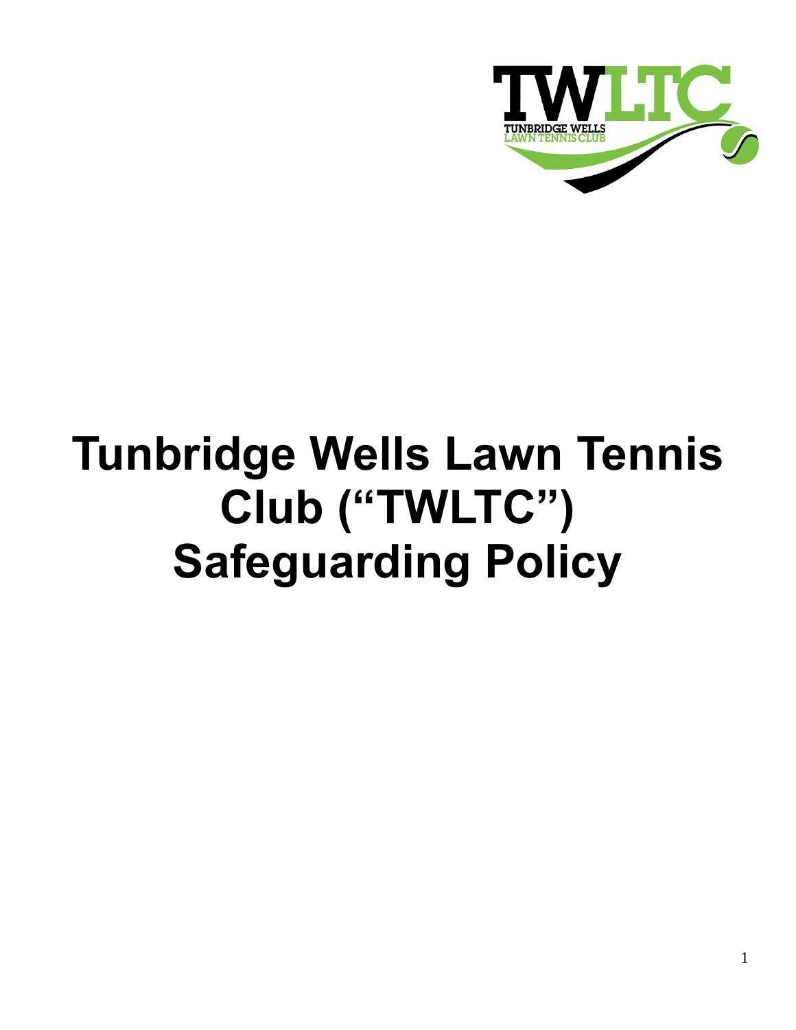# Tunbridge Wells Lawn Tennis Club ("TWLTC") Safeguarding Policy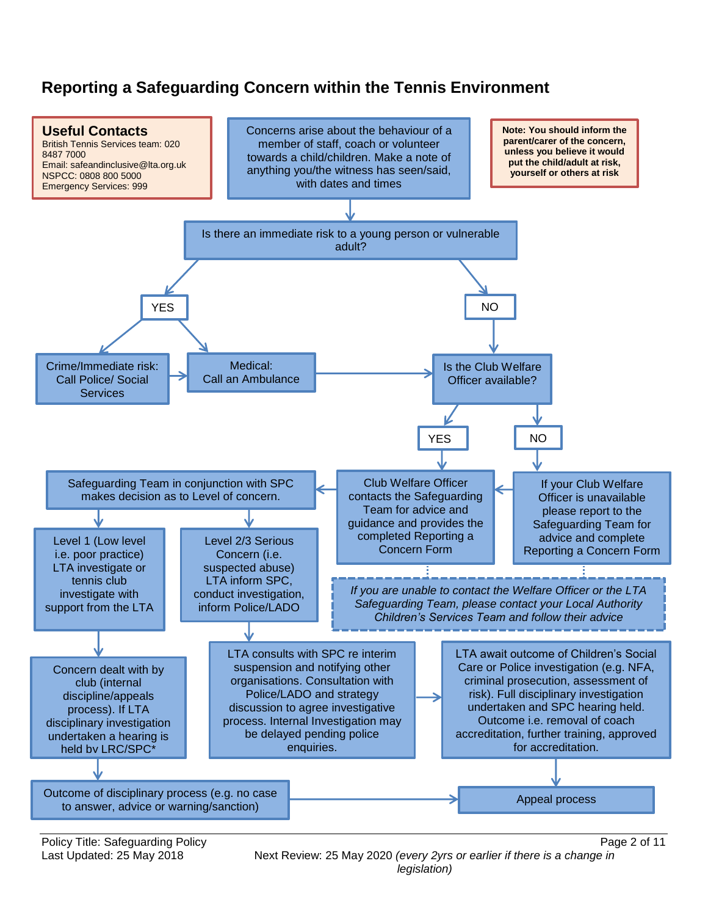## Reporting a Safeguarding Concern within the Tennis Environment

**Useful Contacts**
British Tennis Services team: 020 8487 7000
Email: safeandinclusive@lta.org.uk
NSPCC: 0808 800 5000
Emergency Services: 999

Concerns arise about the behaviour of a member of staff, coach or volunteer towards a child/children. Make a note of anything you/the witness has seen/said, with dates and times

**Note: You should inform the parent/carer of the concern, unless you believe it would put the child/adult at risk, yourself or others at risk**

Is there an immediate risk to a young person or vulnerable adult?

YES

Crime/Immediate risk: Call Police/ Social Services

Medical: Call an Ambulance

NO

Is the Club Welfare Officer available?

YES

Club Welfare Officer contacts the Safeguarding Team for advice and guidance and provides the completed Reporting a Concern Form

NO

If your Club Welfare Officer is unavailable please report to the Safeguarding Team for advice and complete Reporting a Concern Form

*If you are unable to contact the Welfare Officer or the LTA Safeguarding Team, please contact your Local Authority Children's Services Team and follow their advice*

Safeguarding Team in conjunction with SPC makes decision as to Level of concern.

Level 1 (Low level i.e. poor practice) LTA investigate or tennis club investigate with support from the LTA

Concern dealt with by club (internal discipline/appeals process). If LTA disciplinary investigation undertaken a hearing is held by LRC/SPC*

Outcome of disciplinary process (e.g. no case to answer, advice or warning/sanction)

Level 2/3 Serious Concern (i.e. suspected abuse) LTA inform SPC, conduct investigation, inform Police/LADO

LTA consults with SPC re interim suspension and notifying other organisations. Consultation with Police/LADO and strategy discussion to agree investigative process. Internal Investigation may be delayed pending police enquiries.

LTA await outcome of Children's Social Care or Police investigation (e.g. NFA, criminal prosecution, assessment of risk). Full disciplinary investigation undertaken and SPC hearing held. Outcome i.e. removal of coach accreditation, further training, approved for accreditation.

Appeal process

Policy Title: Safeguarding Policy
Last Updated: 25 May 2018
Next Review: 25 May 2020 *(every 2yrs or earlier if there is a change in legislation)*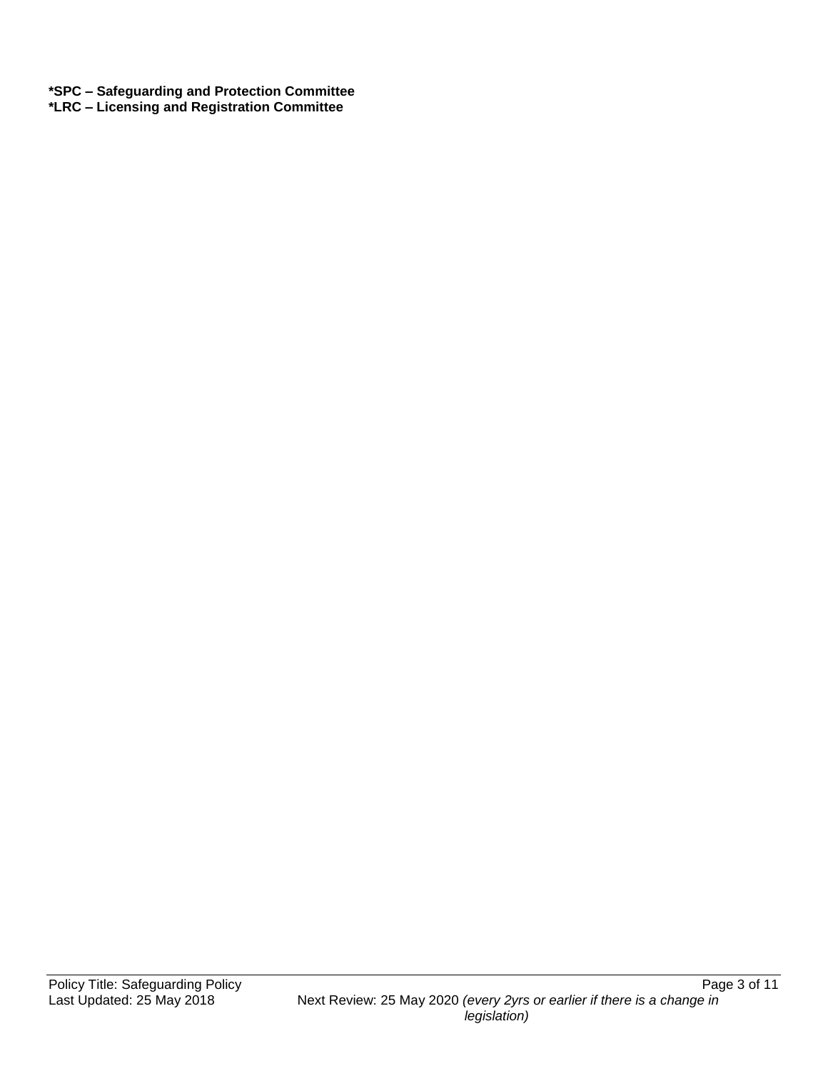**\*SPC – Safeguarding and Protection Committee**
**\*LRC – Licensing and Registration Committee**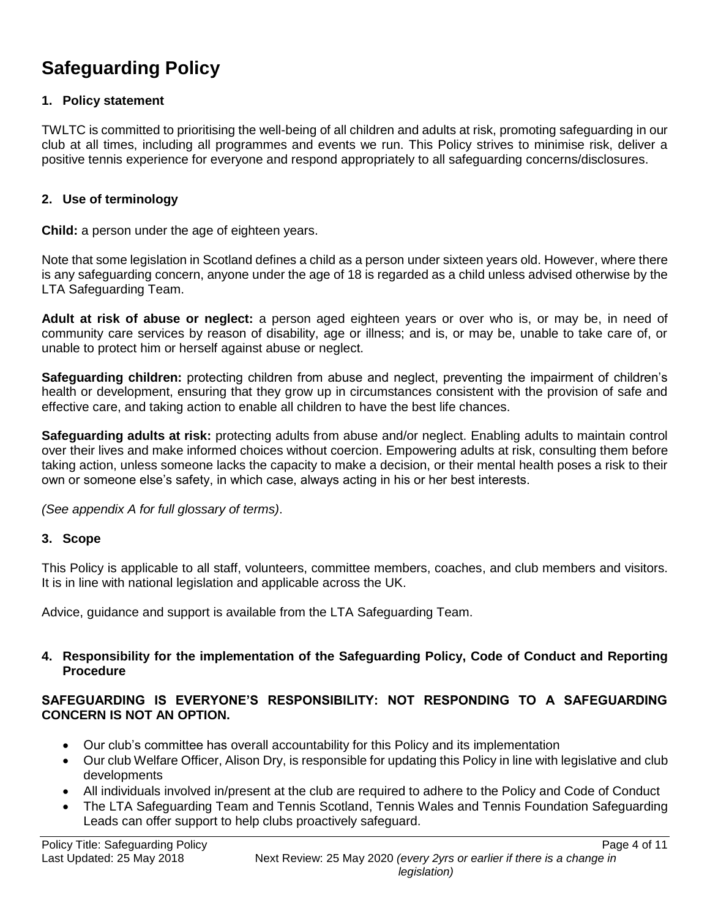# Safeguarding Policy

## 1. Policy statement

TWLTC is committed to prioritising the well-being of all children and adults at risk, promoting safeguarding in our club at all times, including all programmes and events we run. This Policy strives to minimise risk, deliver a positive tennis experience for everyone and respond appropriately to all safeguarding concerns/disclosures.

## 2. Use of terminology

**Child:** a person under the age of eighteen years.

Note that some legislation in Scotland defines a child as a person under sixteen years old. However, where there is any safeguarding concern, anyone under the age of 18 is regarded as a child unless advised otherwise by the LTA Safeguarding Team.

**Adult at risk of abuse or neglect:** a person aged eighteen years or over who is, or may be, in need of community care services by reason of disability, age or illness; and is, or may be, unable to take care of, or unable to protect him or herself against abuse or neglect.

**Safeguarding children:** protecting children from abuse and neglect, preventing the impairment of children's health or development, ensuring that they grow up in circumstances consistent with the provision of safe and effective care, and taking action to enable all children to have the best life chances.

**Safeguarding adults at risk:** protecting adults from abuse and/or neglect. Enabling adults to maintain control over their lives and make informed choices without coercion. Empowering adults at risk, consulting them before taking action, unless someone lacks the capacity to make a decision, or their mental health poses a risk to their own or someone else's safety, in which case, always acting in his or her best interests.

*(See appendix A for full glossary of terms)*.

## 3. Scope

This Policy is applicable to all staff, volunteers, committee members, coaches, and club members and visitors. It is in line with national legislation and applicable across the UK.

Advice, guidance and support is available from the LTA Safeguarding Team.

## 4. Responsibility for the implementation of the Safeguarding Policy, Code of Conduct and Reporting Procedure

**SAFEGUARDING IS EVERYONE'S RESPONSIBILITY: NOT RESPONDING TO A SAFEGUARDING CONCERN IS NOT AN OPTION.**

- Our club's committee has overall accountability for this Policy and its implementation
- Our club Welfare Officer, Alison Dry, is responsible for updating this Policy in line with legislative and club developments
- All individuals involved in/present at the club are required to adhere to the Policy and Code of Conduct
- The LTA Safeguarding Team and Tennis Scotland, Tennis Wales and Tennis Foundation Safeguarding Leads can offer support to help clubs proactively safeguard.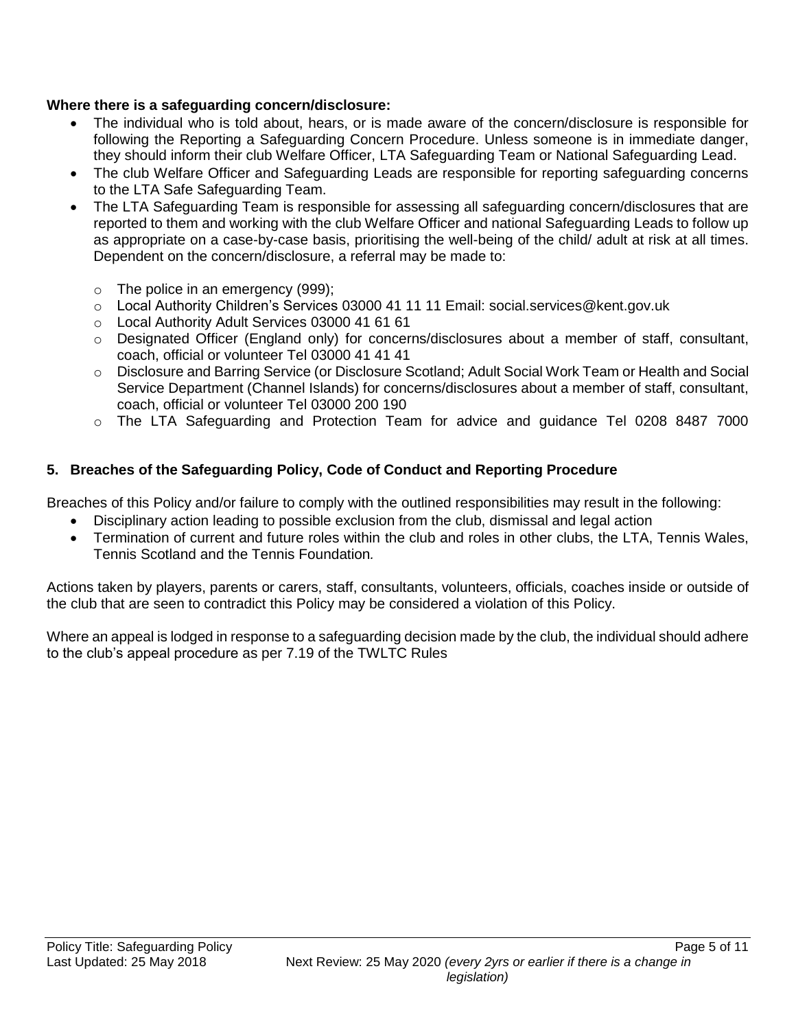**Where there is a safeguarding concern/disclosure:**

- The individual who is told about, hears, or is made aware of the concern/disclosure is responsible for following the Reporting a Safeguarding Concern Procedure. Unless someone is in immediate danger, they should inform their club Welfare Officer, LTA Safeguarding Team or National Safeguarding Lead.
- The club Welfare Officer and Safeguarding Leads are responsible for reporting safeguarding concerns to the LTA Safe Safeguarding Team.
- The LTA Safeguarding Team is responsible for assessing all safeguarding concern/disclosures that are reported to them and working with the club Welfare Officer and national Safeguarding Leads to follow up as appropriate on a case-by-case basis, prioritising the well-being of the child/ adult at risk at all times. Dependent on the concern/disclosure, a referral may be made to:
    - The police in an emergency (999);
    - Local Authority Children's Services 03000 41 11 11 Email: social.services@kent.gov.uk
    - Local Authority Adult Services 03000 41 61 61
    - Designated Officer (England only) for concerns/disclosures about a member of staff, consultant, coach, official or volunteer Tel 03000 41 41 41
    - Disclosure and Barring Service (or Disclosure Scotland; Adult Social Work Team or Health and Social Service Department (Channel Islands) for concerns/disclosures about a member of staff, consultant, coach, official or volunteer Tel 03000 200 190
    - The LTA Safeguarding and Protection Team for advice and guidance Tel 0208 8487 7000

## 5. Breaches of the Safeguarding Policy, Code of Conduct and Reporting Procedure

Breaches of this Policy and/or failure to comply with the outlined responsibilities may result in the following:

- Disciplinary action leading to possible exclusion from the club, dismissal and legal action
- Termination of current and future roles within the club and roles in other clubs, the LTA, Tennis Wales, Tennis Scotland and the Tennis Foundation*.*

Actions taken by players, parents or carers, staff, consultants, volunteers, officials, coaches inside or outside of the club that are seen to contradict this Policy may be considered a violation of this Policy.

Where an appeal is lodged in response to a safeguarding decision made by the club, the individual should adhere to the club's appeal procedure as per 7.19 of the TWLTC Rules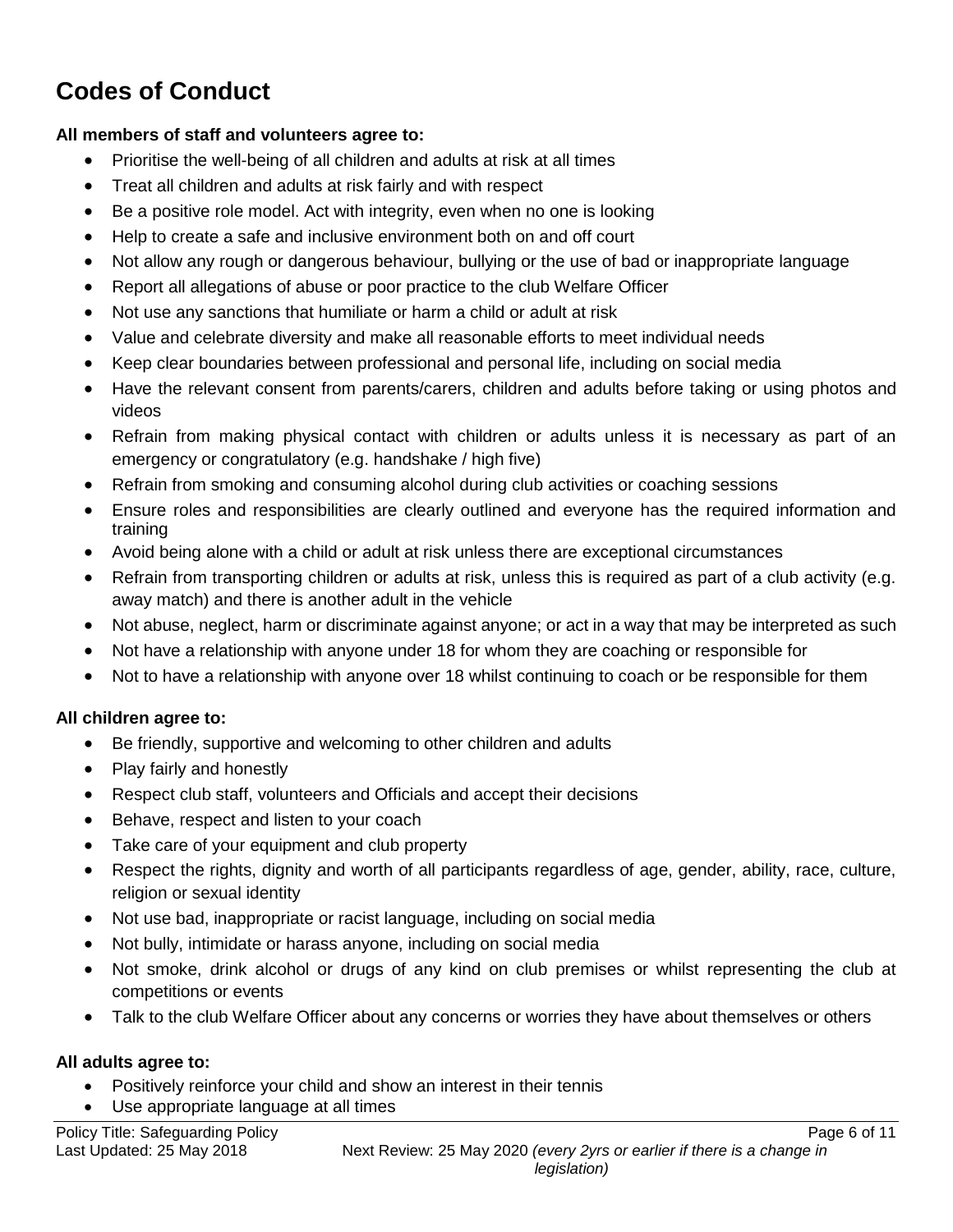# Codes of Conduct

**All members of staff and volunteers agree to:**

- Prioritise the well-being of all children and adults at risk at all times
- Treat all children and adults at risk fairly and with respect
- Be a positive role model. Act with integrity, even when no one is looking
- Help to create a safe and inclusive environment both on and off court
- Not allow any rough or dangerous behaviour, bullying or the use of bad or inappropriate language
- Report all allegations of abuse or poor practice to the club Welfare Officer
- Not use any sanctions that humiliate or harm a child or adult at risk
- Value and celebrate diversity and make all reasonable efforts to meet individual needs
- Keep clear boundaries between professional and personal life, including on social media
- Have the relevant consent from parents/carers, children and adults before taking or using photos and videos
- Refrain from making physical contact with children or adults unless it is necessary as part of an emergency or congratulatory (e.g. handshake / high five)
- Refrain from smoking and consuming alcohol during club activities or coaching sessions
- Ensure roles and responsibilities are clearly outlined and everyone has the required information and training
- Avoid being alone with a child or adult at risk unless there are exceptional circumstances
- Refrain from transporting children or adults at risk, unless this is required as part of a club activity (e.g. away match) and there is another adult in the vehicle
- Not abuse, neglect, harm or discriminate against anyone; or act in a way that may be interpreted as such
- Not have a relationship with anyone under 18 for whom they are coaching or responsible for
- Not to have a relationship with anyone over 18 whilst continuing to coach or be responsible for them

**All children agree to:**

- Be friendly, supportive and welcoming to other children and adults
- Play fairly and honestly
- Respect club staff, volunteers and Officials and accept their decisions
- Behave, respect and listen to your coach
- Take care of your equipment and club property
- Respect the rights, dignity and worth of all participants regardless of age, gender, ability, race, culture, religion or sexual identity
- Not use bad, inappropriate or racist language, including on social media
- Not bully, intimidate or harass anyone, including on social media
- Not smoke, drink alcohol or drugs of any kind on club premises or whilst representing the club at competitions or events
- Talk to the club Welfare Officer about any concerns or worries they have about themselves or others

**All adults agree to:**

- Positively reinforce your child and show an interest in their tennis
- Use appropriate language at all times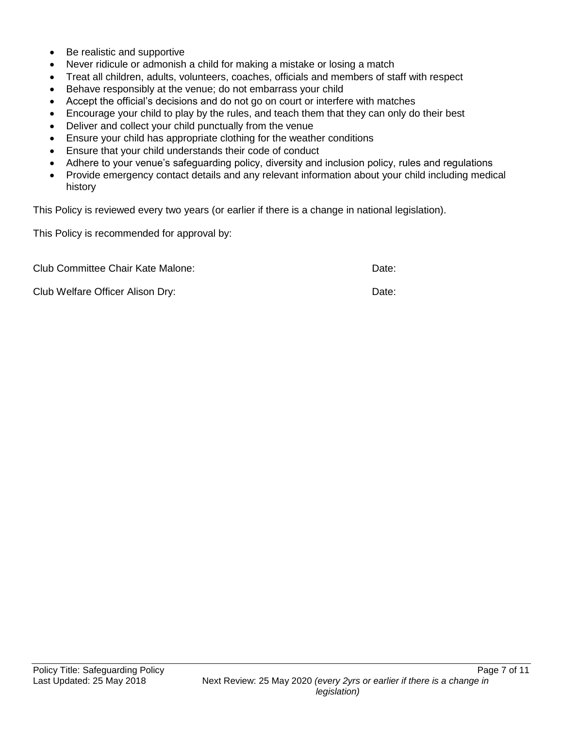- Be realistic and supportive
- Never ridicule or admonish a child for making a mistake or losing a match
- Treat all children, adults, volunteers, coaches, officials and members of staff with respect
- Behave responsibly at the venue; do not embarrass your child
- Accept the official's decisions and do not go on court or interfere with matches
- Encourage your child to play by the rules, and teach them that they can only do their best
- Deliver and collect your child punctually from the venue
- Ensure your child has appropriate clothing for the weather conditions
- Ensure that your child understands their code of conduct
- Adhere to your venue's safeguarding policy, diversity and inclusion policy, rules and regulations
- Provide emergency contact details and any relevant information about your child including medical history

This Policy is reviewed every two years (or earlier if there is a change in national legislation).

This Policy is recommended for approval by:

Club Committee Chair Kate Malone: Date:

Club Welfare Officer Alison Dry: Date: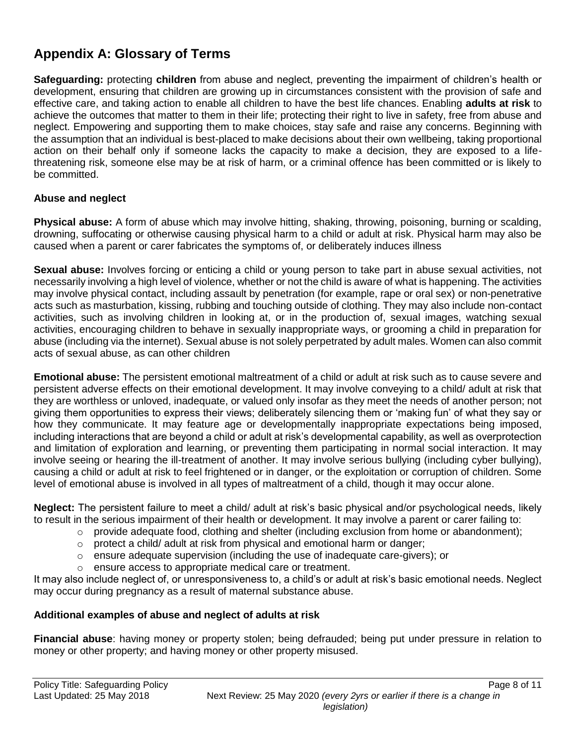## Appendix A: Glossary of Terms

**Safeguarding:** protecting **children** from abuse and neglect, preventing the impairment of children's health or development, ensuring that children are growing up in circumstances consistent with the provision of safe and effective care, and taking action to enable all children to have the best life chances. Enabling **adults at risk** to achieve the outcomes that matter to them in their life; protecting their right to live in safety, free from abuse and neglect. Empowering and supporting them to make choices, stay safe and raise any concerns. Beginning with the assumption that an individual is best-placed to make decisions about their own wellbeing, taking proportional action on their behalf only if someone lacks the capacity to make a decision, they are exposed to a life-threatening risk, someone else may be at risk of harm, or a criminal offence has been committed or is likely to be committed.

### Abuse and neglect

**Physical abuse:** A form of abuse which may involve hitting, shaking, throwing, poisoning, burning or scalding, drowning, suffocating or otherwise causing physical harm to a child or adult at risk. Physical harm may also be caused when a parent or carer fabricates the symptoms of, or deliberately induces illness

**Sexual abuse:** Involves forcing or enticing a child or young person to take part in abuse sexual activities, not necessarily involving a high level of violence, whether or not the child is aware of what is happening. The activities may involve physical contact, including assault by penetration (for example, rape or oral sex) or non-penetrative acts such as masturbation, kissing, rubbing and touching outside of clothing. They may also include non-contact activities, such as involving children in looking at, or in the production of, sexual images, watching sexual activities, encouraging children to behave in sexually inappropriate ways, or grooming a child in preparation for abuse (including via the internet). Sexual abuse is not solely perpetrated by adult males. Women can also commit acts of sexual abuse, as can other children

**Emotional abuse:** The persistent emotional maltreatment of a child or adult at risk such as to cause severe and persistent adverse effects on their emotional development. It may involve conveying to a child/ adult at risk that they are worthless or unloved, inadequate, or valued only insofar as they meet the needs of another person; not giving them opportunities to express their views; deliberately silencing them or 'making fun' of what they say or how they communicate. It may feature age or developmentally inappropriate expectations being imposed, including interactions that are beyond a child or adult at risk's developmental capability, as well as overprotection and limitation of exploration and learning, or preventing them participating in normal social interaction. It may involve seeing or hearing the ill-treatment of another. It may involve serious bullying (including cyber bullying), causing a child or adult at risk to feel frightened or in danger, or the exploitation or corruption of children. Some level of emotional abuse is involved in all types of maltreatment of a child, though it may occur alone.

**Neglect:** The persistent failure to meet a child/ adult at risk's basic physical and/or psychological needs, likely to result in the serious impairment of their health or development. It may involve a parent or carer failing to:

- provide adequate food, clothing and shelter (including exclusion from home or abandonment);
- protect a child/ adult at risk from physical and emotional harm or danger;
- ensure adequate supervision (including the use of inadequate care-givers); or
- ensure access to appropriate medical care or treatment.

It may also include neglect of, or unresponsiveness to, a child's or adult at risk's basic emotional needs. Neglect may occur during pregnancy as a result of maternal substance abuse.

### Additional examples of abuse and neglect of adults at risk

**Financial abuse**: having money or property stolen; being defrauded; being put under pressure in relation to money or other property; and having money or other property misused.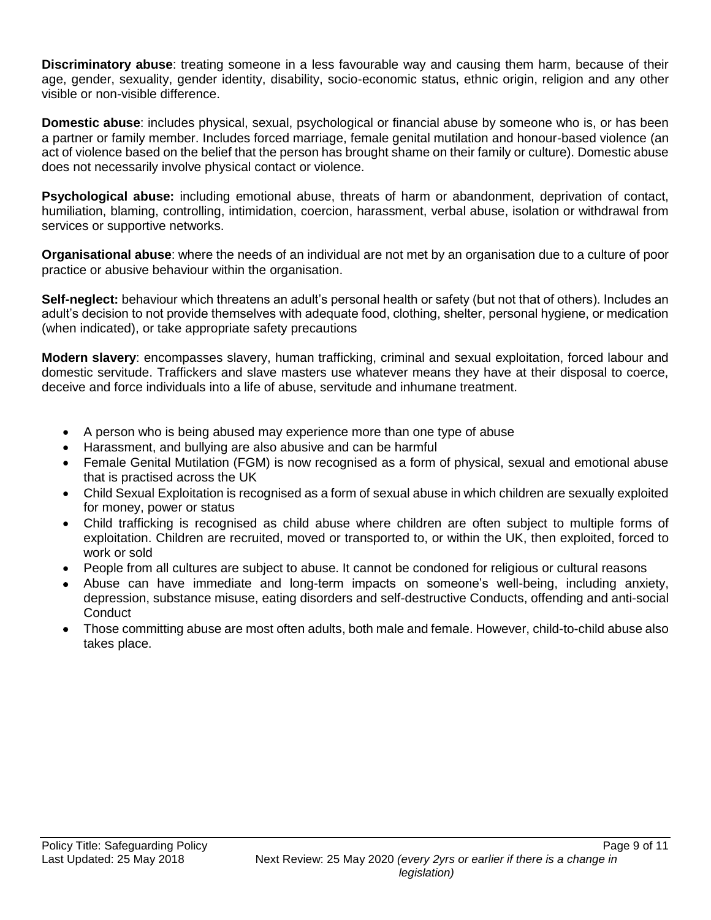**Discriminatory abuse**: treating someone in a less favourable way and causing them harm, because of their age, gender, sexuality, gender identity, disability, socio-economic status, ethnic origin, religion and any other visible or non-visible difference.

**Domestic abuse**: includes physical, sexual, psychological or financial abuse by someone who is, or has been a partner or family member. Includes forced marriage, female genital mutilation and honour-based violence (an act of violence based on the belief that the person has brought shame on their family or culture). Domestic abuse does not necessarily involve physical contact or violence.

**Psychological abuse:** including emotional abuse, threats of harm or abandonment, deprivation of contact, humiliation, blaming, controlling, intimidation, coercion, harassment, verbal abuse, isolation or withdrawal from services or supportive networks.

**Organisational abuse**: where the needs of an individual are not met by an organisation due to a culture of poor practice or abusive behaviour within the organisation.

**Self-neglect:** behaviour which threatens an adult's personal health or safety (but not that of others). Includes an adult's decision to not provide themselves with adequate food, clothing, shelter, personal hygiene, or medication (when indicated), or take appropriate safety precautions

**Modern slavery**: encompasses slavery, human trafficking, criminal and sexual exploitation, forced labour and domestic servitude. Traffickers and slave masters use whatever means they have at their disposal to coerce, deceive and force individuals into a life of abuse, servitude and inhumane treatment.

- A person who is being abused may experience more than one type of abuse
- Harassment, and bullying are also abusive and can be harmful
- Female Genital Mutilation (FGM) is now recognised as a form of physical, sexual and emotional abuse that is practised across the UK
- Child Sexual Exploitation is recognised as a form of sexual abuse in which children are sexually exploited for money, power or status
- Child trafficking is recognised as child abuse where children are often subject to multiple forms of exploitation. Children are recruited, moved or transported to, or within the UK, then exploited, forced to work or sold
- People from all cultures are subject to abuse. It cannot be condoned for religious or cultural reasons
- Abuse can have immediate and long-term impacts on someone's well-being, including anxiety, depression, substance misuse, eating disorders and self-destructive Conducts, offending and anti-social Conduct
- Those committing abuse are most often adults, both male and female. However, child-to-child abuse also takes place.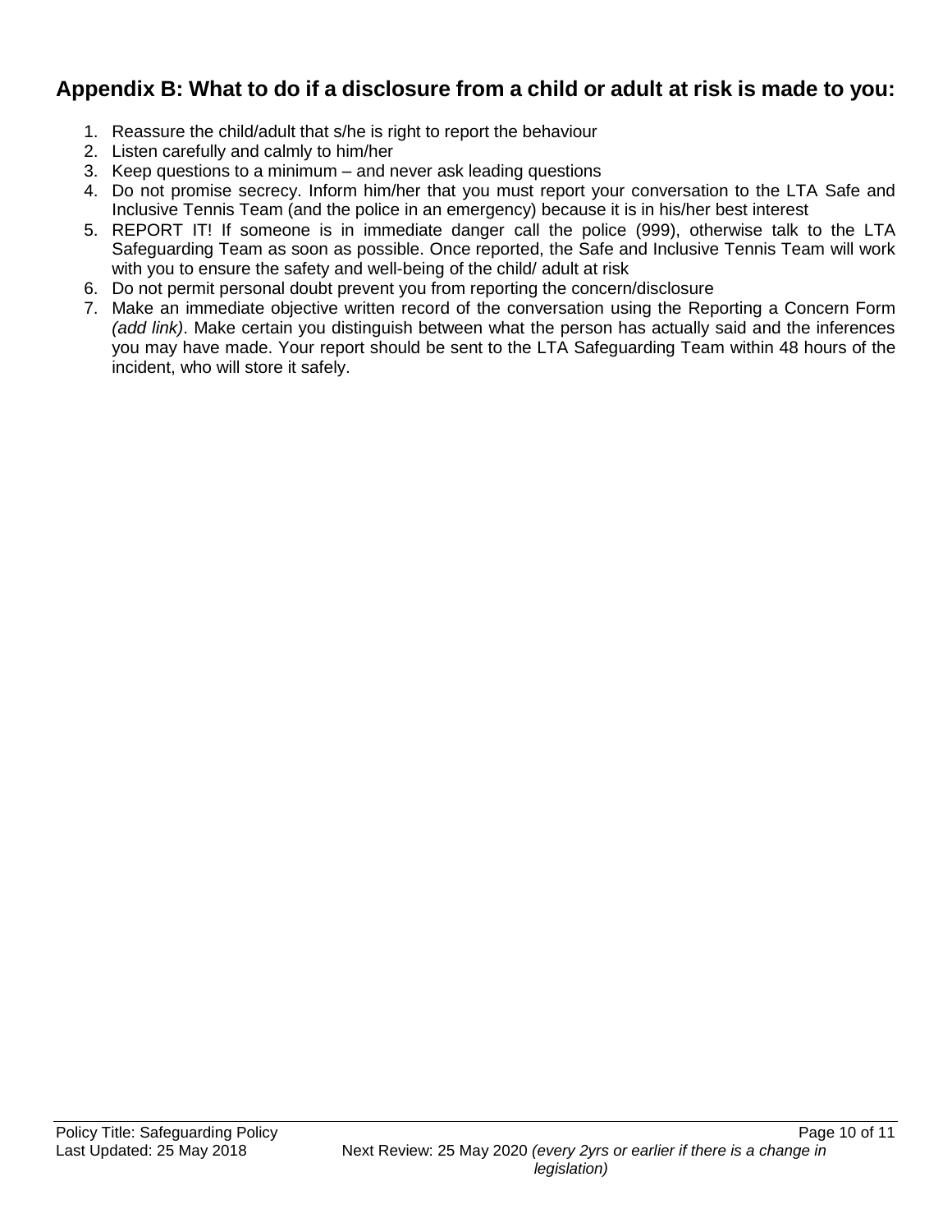## Appendix B: What to do if a disclosure from a child or adult at risk is made to you:

1. Reassure the child/adult that s/he is right to report the behaviour
2. Listen carefully and calmly to him/her
3. Keep questions to a minimum – and never ask leading questions
4. Do not promise secrecy. Inform him/her that you must report your conversation to the LTA Safe and Inclusive Tennis Team (and the police in an emergency) because it is in his/her best interest
5. REPORT IT! If someone is in immediate danger call the police (999), otherwise talk to the LTA Safeguarding Team as soon as possible. Once reported, the Safe and Inclusive Tennis Team will work with you to ensure the safety and well-being of the child/ adult at risk
6. Do not permit personal doubt prevent you from reporting the concern/disclosure
7. Make an immediate objective written record of the conversation using the Reporting a Concern Form *(add link)*. Make certain you distinguish between what the person has actually said and the inferences you may have made. Your report should be sent to the LTA Safeguarding Team within 48 hours of the incident, who will store it safely.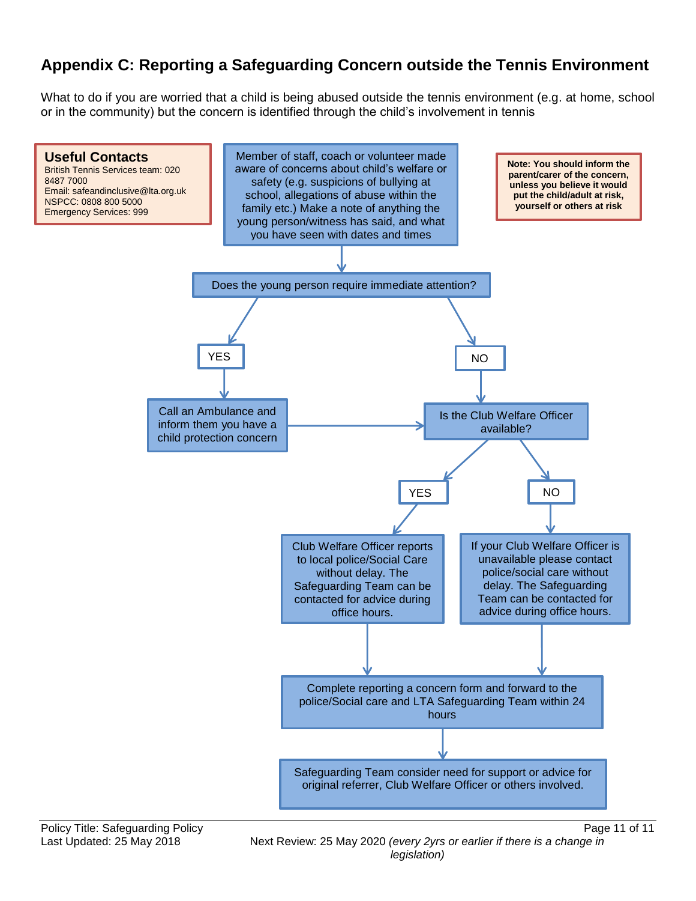## Appendix C: Reporting a Safeguarding Concern outside the Tennis Environment

What to do if you are worried that a child is being abused outside the tennis environment (e.g. at home, school or in the community) but the concern is identified through the child's involvement in tennis

**Useful Contacts**
British Tennis Services team: 020 8487 7000
Email: safeandinclusive@lta.org.uk
NSPCC: 0808 800 5000
Emergency Services: 999

Member of staff, coach or volunteer made aware of concerns about child's welfare or safety (e.g. suspicions of bullying at school, allegations of abuse within the family etc.) Make a note of anything the young person/witness has said, and what you have seen with dates and times

**Note: You should inform the parent/carer of the concern, unless you believe it would put the child/adult at risk, yourself or others at risk**

Does the young person require immediate attention?

YES

Call an Ambulance and inform them you have a child protection concern

NO

Is the Club Welfare Officer available?

YES

Club Welfare Officer reports to local police/Social Care without delay. The Safeguarding Team can be contacted for advice during office hours.

NO

If your Club Welfare Officer is unavailable please contact police/social care without delay. The Safeguarding Team can be contacted for advice during office hours.

Complete reporting a concern form and forward to the police/Social care and LTA Safeguarding Team within 24 hours

Safeguarding Team consider need for support or advice for original referrer, Club Welfare Officer or others involved.

Policy Title: Safeguarding Policy
Last Updated: 25 May 2018
Next Review: 25 May 2020 *(every 2yrs or earlier if there is a change in legislation)*